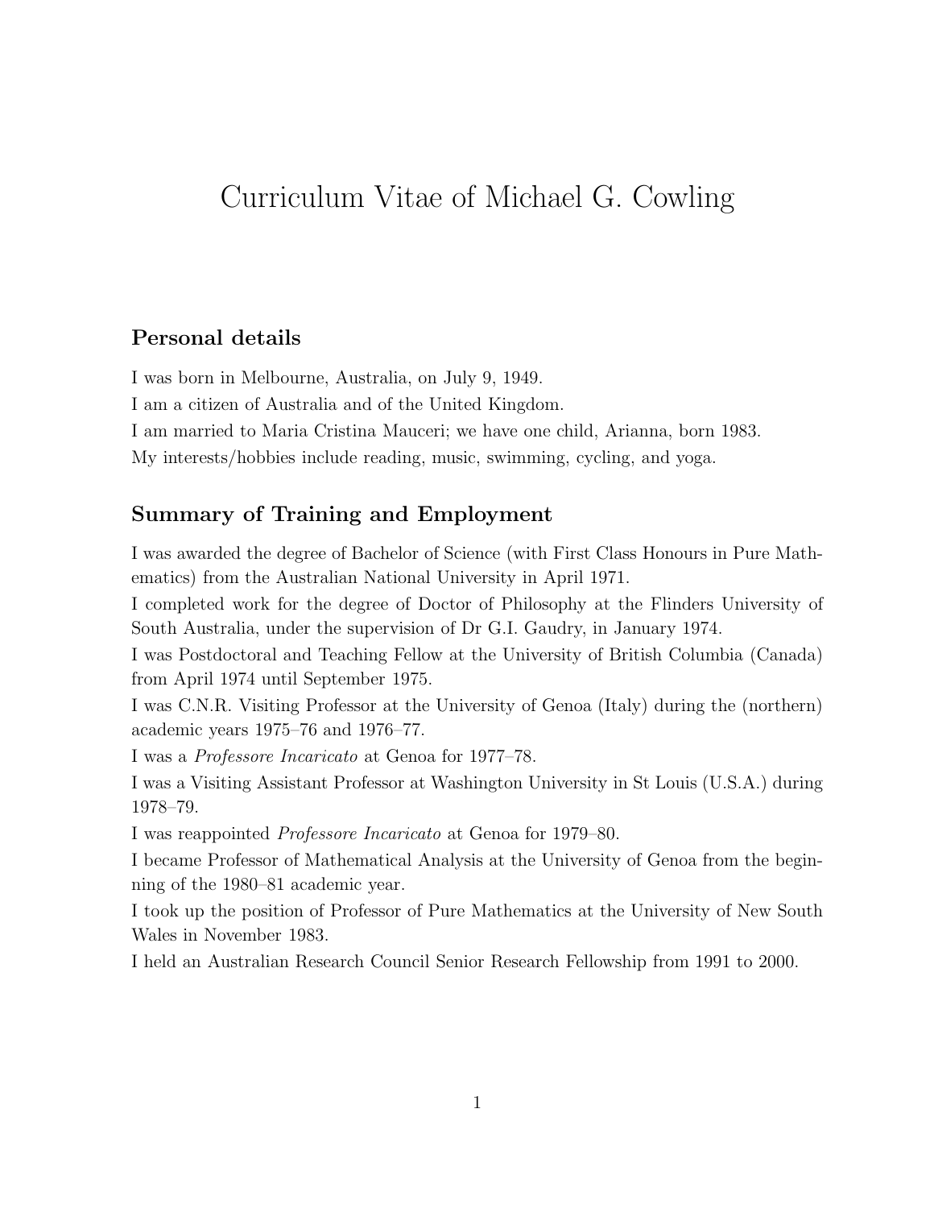# Curriculum Vitae of Michael G. Cowling

## Personal details

I was born in Melbourne, Australia, on July 9, 1949.

I am a citizen of Australia and of the United Kingdom.

I am married to Maria Cristina Mauceri; we have one child, Arianna, born 1983.

My interests/hobbies include reading, music, swimming, cycling, and yoga.

## Summary of Training and Employment

I was awarded the degree of Bachelor of Science (with First Class Honours in Pure Mathematics) from the Australian National University in April 1971.

I completed work for the degree of Doctor of Philosophy at the Flinders University of South Australia, under the supervision of Dr G.I. Gaudry, in January 1974.

I was Postdoctoral and Teaching Fellow at the University of British Columbia (Canada) from April 1974 until September 1975.

I was C.N.R. Visiting Professor at the University of Genoa (Italy) during the (northern) academic years 1975–76 and 1976–77.

I was a *Professore Incaricato* at Genoa for 1977–78.

I was a Visiting Assistant Professor at Washington University in St Louis (U.S.A.) during 1978–79.

I was reappointed *Professore Incaricato* at Genoa for 1979–80.

I became Professor of Mathematical Analysis at the University of Genoa from the beginning of the 1980–81 academic year.

I took up the position of Professor of Pure Mathematics at the University of New South Wales in November 1983.

I held an Australian Research Council Senior Research Fellowship from 1991 to 2000.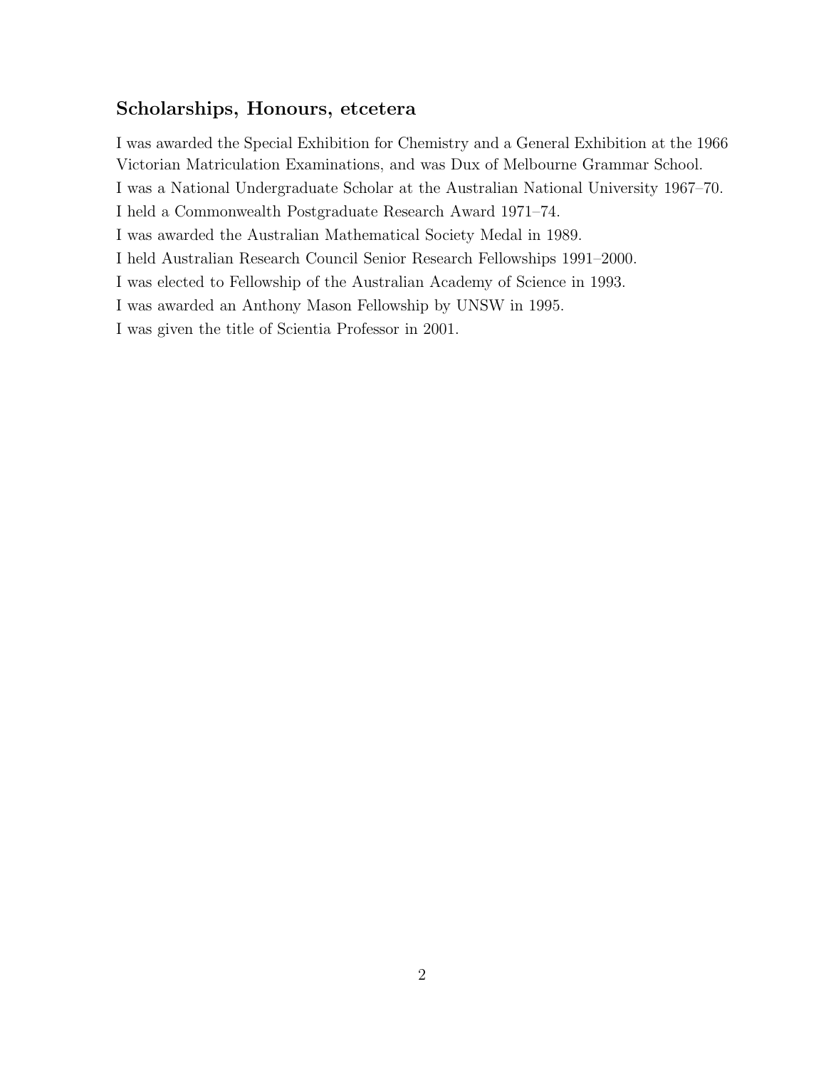## Scholarships, Honours, etcetera

I was awarded the Special Exhibition for Chemistry and a General Exhibition at the 1966 Victorian Matriculation Examinations, and was Dux of Melbourne Grammar School.

I was a National Undergraduate Scholar at the Australian National University 1967–70.

I held a Commonwealth Postgraduate Research Award 1971–74.

I was awarded the Australian Mathematical Society Medal in 1989.

I held Australian Research Council Senior Research Fellowships 1991–2000.

I was elected to Fellowship of the Australian Academy of Science in 1993.

I was awarded an Anthony Mason Fellowship by UNSW in 1995.

I was given the title of Scientia Professor in 2001.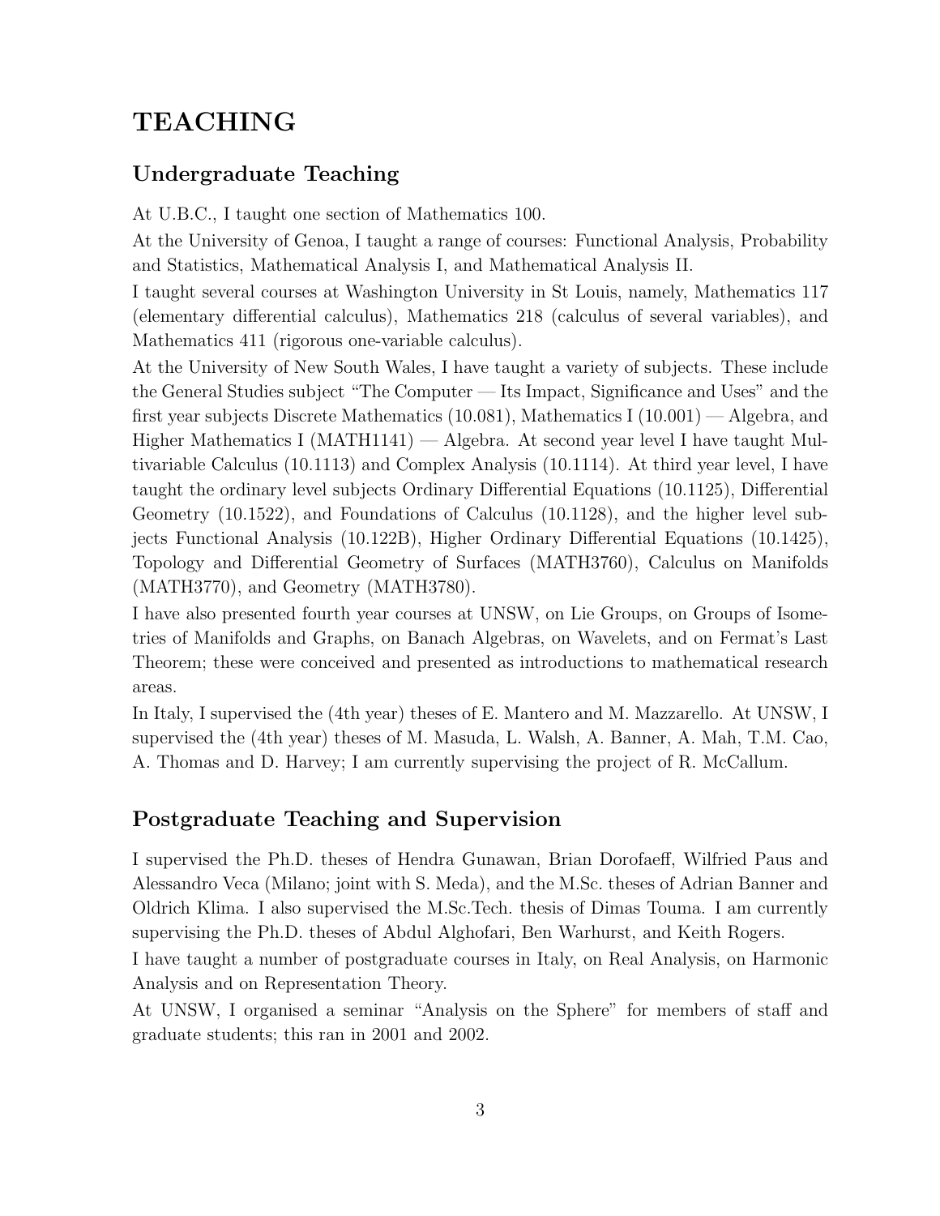# TEACHING

## Undergraduate Teaching

At U.B.C., I taught one section of Mathematics 100.

At the University of Genoa, I taught a range of courses: Functional Analysis, Probability and Statistics, Mathematical Analysis I, and Mathematical Analysis II.

I taught several courses at Washington University in St Louis, namely, Mathematics 117 (elementary differential calculus), Mathematics 218 (calculus of several variables), and Mathematics 411 (rigorous one-variable calculus).

At the University of New South Wales, I have taught a variety of subjects. These include the General Studies subject "The Computer — Its Impact, Significance and Uses" and the first year subjects Discrete Mathematics (10.081), Mathematics I (10.001) — Algebra, and Higher Mathematics I (MATH1141) — Algebra. At second year level I have taught Multivariable Calculus (10.1113) and Complex Analysis (10.1114). At third year level, I have taught the ordinary level subjects Ordinary Differential Equations (10.1125), Differential Geometry (10.1522), and Foundations of Calculus (10.1128), and the higher level subjects Functional Analysis (10.122B), Higher Ordinary Differential Equations (10.1425), Topology and Differential Geometry of Surfaces (MATH3760), Calculus on Manifolds (MATH3770), and Geometry (MATH3780).

I have also presented fourth year courses at UNSW, on Lie Groups, on Groups of Isometries of Manifolds and Graphs, on Banach Algebras, on Wavelets, and on Fermat's Last Theorem; these were conceived and presented as introductions to mathematical research areas.

In Italy, I supervised the (4th year) theses of E. Mantero and M. Mazzarello. At UNSW, I supervised the (4th year) theses of M. Masuda, L. Walsh, A. Banner, A. Mah, T.M. Cao, A. Thomas and D. Harvey; I am currently supervising the project of R. McCallum.

## Postgraduate Teaching and Supervision

I supervised the Ph.D. theses of Hendra Gunawan, Brian Dorofaeff, Wilfried Paus and Alessandro Veca (Milano; joint with S. Meda), and the M.Sc. theses of Adrian Banner and Oldrich Klima. I also supervised the M.Sc.Tech. thesis of Dimas Touma. I am currently supervising the Ph.D. theses of Abdul Alghofari, Ben Warhurst, and Keith Rogers.

I have taught a number of postgraduate courses in Italy, on Real Analysis, on Harmonic Analysis and on Representation Theory.

At UNSW, I organised a seminar "Analysis on the Sphere" for members of staff and graduate students; this ran in 2001 and 2002.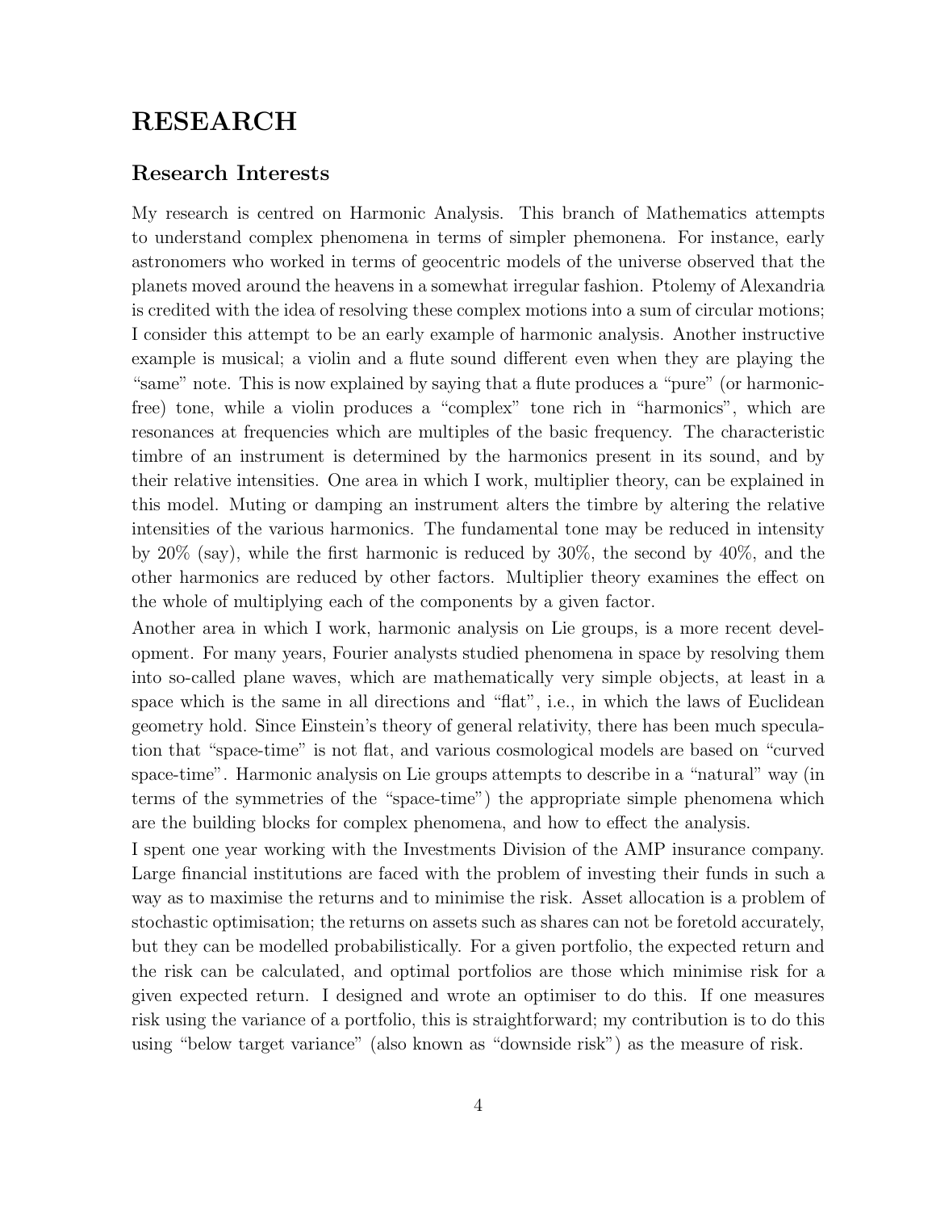# RESEARCH

## Research Interests

My research is centred on Harmonic Analysis. This branch of Mathematics attempts to understand complex phenomena in terms of simpler phemonena. For instance, early astronomers who worked in terms of geocentric models of the universe observed that the planets moved around the heavens in a somewhat irregular fashion. Ptolemy of Alexandria is credited with the idea of resolving these complex motions into a sum of circular motions; I consider this attempt to be an early example of harmonic analysis. Another instructive example is musical; a violin and a flute sound different even when they are playing the "same" note. This is now explained by saying that a flute produces a "pure" (or harmonic-free) tone, while a violin produces a "complex" tone rich in "harmonics", which are resonances at frequencies which are multiples of the basic frequency. The characteristic timbre of an instrument is determined by the harmonics present in its sound, and by their relative intensities. One area in which I work, multiplier theory, can be explained in this model. Muting or damping an instrument alters the timbre by altering the relative intensities of the various harmonics. The fundamental tone may be reduced in intensity by 20% (say), while the first harmonic is reduced by 30%, the second by 40%, and the other harmonics are reduced by other factors. Multiplier theory examines the effect on the whole of multiplying each of the components by a given factor.

Another area in which I work, harmonic analysis on Lie groups, is a more recent development. For many years, Fourier analysts studied phenomena in space by resolving them into so-called plane waves, which are mathematically very simple objects, at least in a space which is the same in all directions and "flat", i.e., in which the laws of Euclidean geometry hold. Since Einstein's theory of general relativity, there has been much speculation that "space-time" is not flat, and various cosmological models are based on "curved space-time". Harmonic analysis on Lie groups attempts to describe in a "natural" way (in terms of the symmetries of the "space-time") the appropriate simple phenomena which are the building blocks for complex phenomena, and how to effect the analysis.

I spent one year working with the Investments Division of the AMP insurance company. Large financial institutions are faced with the problem of investing their funds in such a way as to maximise the returns and to minimise the risk. Asset allocation is a problem of stochastic optimisation; the returns on assets such as shares can not be foretold accurately, but they can be modelled probabilistically. For a given portfolio, the expected return and the risk can be calculated, and optimal portfolios are those which minimise risk for a given expected return. I designed and wrote an optimiser to do this. If one measures risk using the variance of a portfolio, this is straightforward; my contribution is to do this using "below target variance" (also known as "downside risk") as the measure of risk.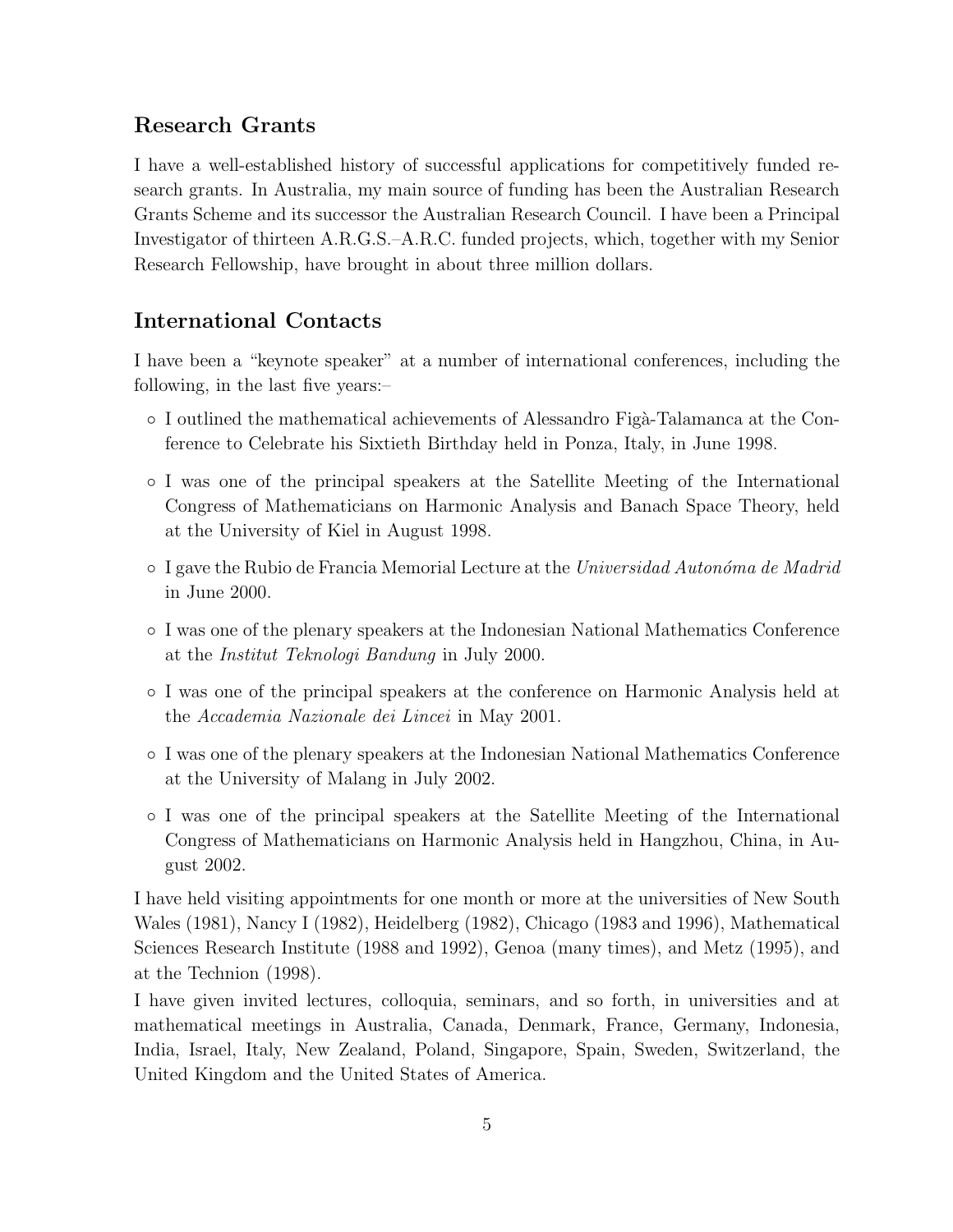## Research Grants

I have a well-established history of successful applications for competitively funded research grants. In Australia, my main source of funding has been the Australian Research Grants Scheme and its successor the Australian Research Council. I have been a Principal Investigator of thirteen A.R.G.S.–A.R.C. funded projects, which, together with my Senior Research Fellowship, have brought in about three million dollars.

## International Contacts

I have been a "keynote speaker" at a number of international conferences, including the following, in the last five years:–

- I outlined the mathematical achievements of Alessandro Figà-Talamanca at the Conference to Celebrate his Sixtieth Birthday held in Ponza, Italy, in June 1998.
- I was one of the principal speakers at the Satellite Meeting of the International Congress of Mathematicians on Harmonic Analysis and Banach Space Theory, held at the University of Kiel in August 1998.
- I gave the Rubio de Francia Memorial Lecture at the *Universidad Autonóma de Madrid* in June 2000.
- I was one of the plenary speakers at the Indonesian National Mathematics Conference at the *Institut Teknologi Bandung* in July 2000.
- I was one of the principal speakers at the conference on Harmonic Analysis held at the *Accademia Nazionale dei Lincei* in May 2001.
- I was one of the plenary speakers at the Indonesian National Mathematics Conference at the University of Malang in July 2002.
- I was one of the principal speakers at the Satellite Meeting of the International Congress of Mathematicians on Harmonic Analysis held in Hangzhou, China, in August 2002.

I have held visiting appointments for one month or more at the universities of New South Wales (1981), Nancy I (1982), Heidelberg (1982), Chicago (1983 and 1996), Mathematical Sciences Research Institute (1988 and 1992), Genoa (many times), and Metz (1995), and at the Technion (1998).

I have given invited lectures, colloquia, seminars, and so forth, in universities and at mathematical meetings in Australia, Canada, Denmark, France, Germany, Indonesia, India, Israel, Italy, New Zealand, Poland, Singapore, Spain, Sweden, Switzerland, the United Kingdom and the United States of America.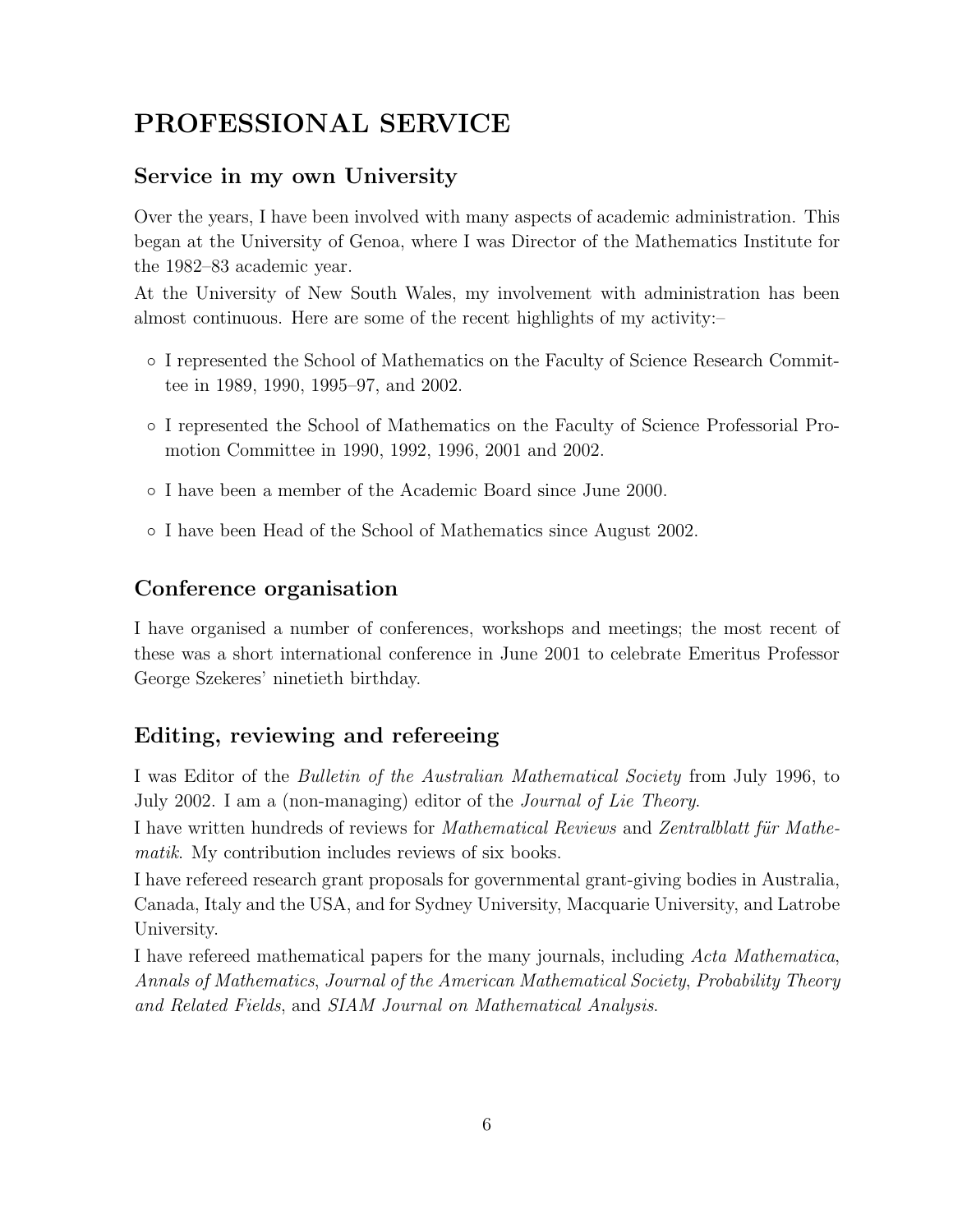# PROFESSIONAL SERVICE

## Service in my own University

Over the years, I have been involved with many aspects of academic administration. This began at the University of Genoa, where I was Director of the Mathematics Institute for the 1982–83 academic year.

At the University of New South Wales, my involvement with administration has been almost continuous. Here are some of the recent highlights of my activity:–

- I represented the School of Mathematics on the Faculty of Science Research Committee in 1989, 1990, 1995–97, and 2002.
- I represented the School of Mathematics on the Faculty of Science Professorial Promotion Committee in 1990, 1992, 1996, 2001 and 2002.
- I have been a member of the Academic Board since June 2000.
- I have been Head of the School of Mathematics since August 2002.

## Conference organisation

I have organised a number of conferences, workshops and meetings; the most recent of these was a short international conference in June 2001 to celebrate Emeritus Professor George Szekeres' ninetieth birthday.

## Editing, reviewing and refereeing

I was Editor of the *Bulletin of the Australian Mathematical Society* from July 1996, to July 2002. I am a (non-managing) editor of the *Journal of Lie Theory*.

I have written hundreds of reviews for *Mathematical Reviews* and *Zentralblatt für Mathematik*. My contribution includes reviews of six books.

I have refereed research grant proposals for governmental grant-giving bodies in Australia, Canada, Italy and the USA, and for Sydney University, Macquarie University, and Latrobe University.

I have refereed mathematical papers for the many journals, including *Acta Mathematica*, *Annals of Mathematics*, *Journal of the American Mathematical Society*, *Probability Theory and Related Fields*, and *SIAM Journal on Mathematical Analysis*.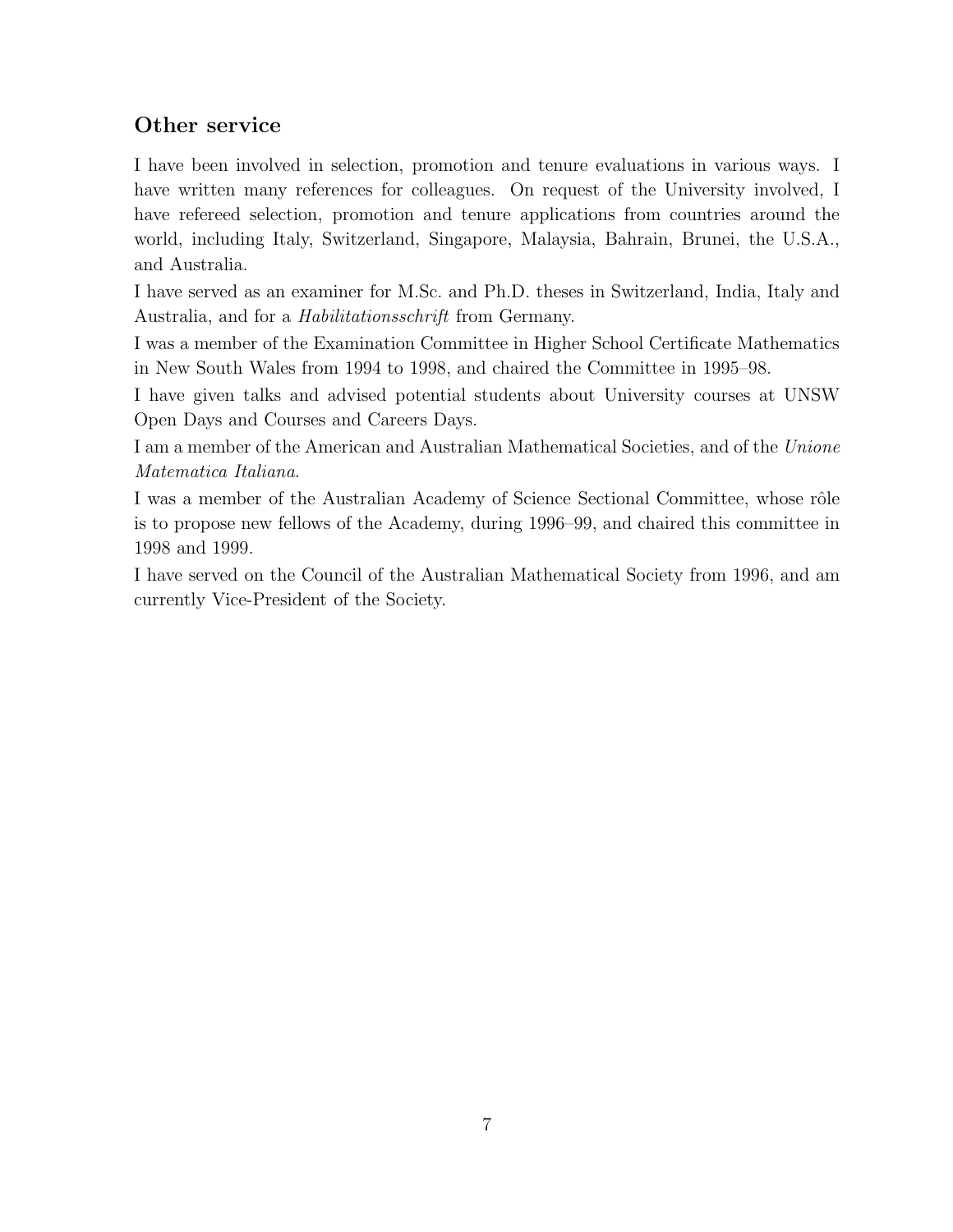## Other service

I have been involved in selection, promotion and tenure evaluations in various ways. I have written many references for colleagues. On request of the University involved, I have refereed selection, promotion and tenure applications from countries around the world, including Italy, Switzerland, Singapore, Malaysia, Bahrain, Brunei, the U.S.A., and Australia.

I have served as an examiner for M.Sc. and Ph.D. theses in Switzerland, India, Italy and Australia, and for a *Habilitationsschrift* from Germany.

I was a member of the Examination Committee in Higher School Certificate Mathematics in New South Wales from 1994 to 1998, and chaired the Committee in 1995–98.

I have given talks and advised potential students about University courses at UNSW Open Days and Courses and Careers Days.

I am a member of the American and Australian Mathematical Societies, and of the *Unione Matematica Italiana*.

I was a member of the Australian Academy of Science Sectional Committee, whose rôle is to propose new fellows of the Academy, during 1996–99, and chaired this committee in 1998 and 1999.

I have served on the Council of the Australian Mathematical Society from 1996, and am currently Vice-President of the Society.